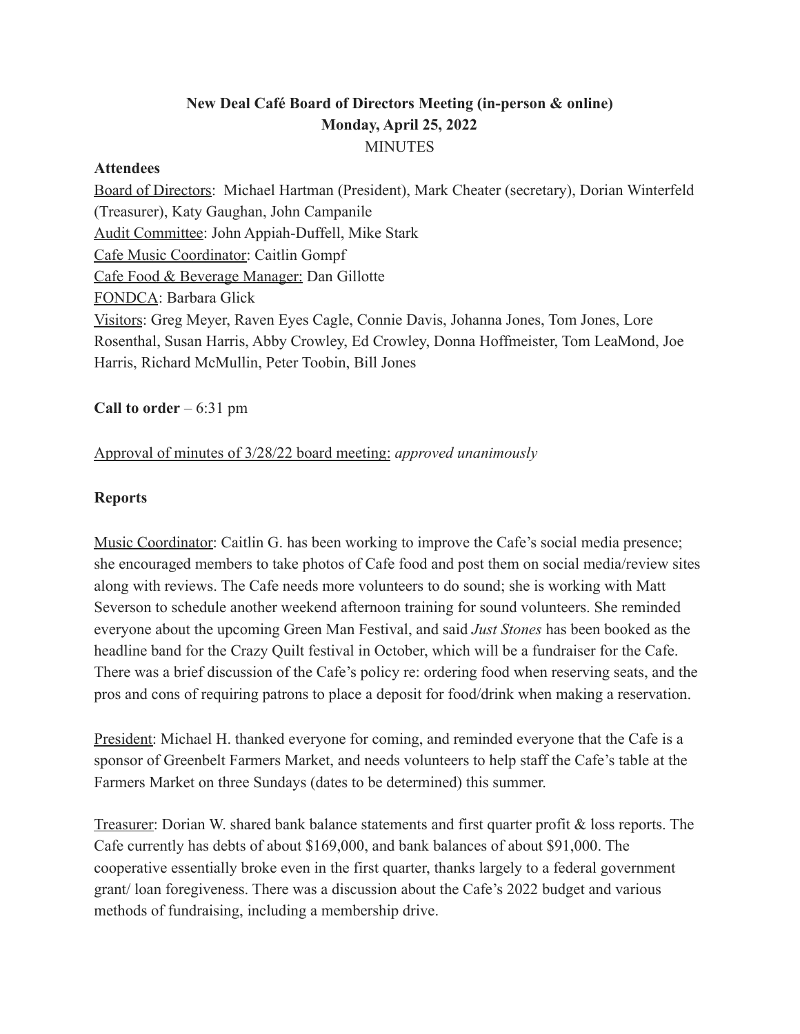# New Deal Café Board of Directors Meeting (in-person & online)

## Monday, April 25, 2022

MINUTES

**Attendees**

Board of Directors: Michael Hartman (President), Mark Cheater (secretary), Dorian Winterfeld (Treasurer), Katy Gaughan, John Campanile

Audit Committee: John Appiah-Duffell, Mike Stark

Cafe Music Coordinator: Caitlin Gompf

Cafe Food & Beverage Manager: Dan Gillotte

FONDCA: Barbara Glick

Visitors: Greg Meyer, Raven Eyes Cagle, Connie Davis, Johanna Jones, Tom Jones, Lore Rosenthal, Susan Harris, Abby Crowley, Ed Crowley, Donna Hoffmeister, Tom LeaMond, Joe Harris, Richard McMullin, Peter Toobin, Bill Jones

**Call to order** – 6:31 pm

Approval of minutes of 3/28/22 board meeting: *approved unanimously*

**Reports**

Music Coordinator: Caitlin G. has been working to improve the Cafe's social media presence; she encouraged members to take photos of Cafe food and post them on social media/review sites along with reviews. The Cafe needs more volunteers to do sound; she is working with Matt Severson to schedule another weekend afternoon training for sound volunteers. She reminded everyone about the upcoming Green Man Festival, and said *Just Stones* has been booked as the headline band for the Crazy Quilt festival in October, which will be a fundraiser for the Cafe. There was a brief discussion of the Cafe's policy re: ordering food when reserving seats, and the pros and cons of requiring patrons to place a deposit for food/drink when making a reservation.

President: Michael H. thanked everyone for coming, and reminded everyone that the Cafe is a sponsor of Greenbelt Farmers Market, and needs volunteers to help staff the Cafe's table at the Farmers Market on three Sundays (dates to be determined) this summer.

Treasurer: Dorian W. shared bank balance statements and first quarter profit & loss reports. The Cafe currently has debts of about $169,000, and bank balances of about $91,000. The cooperative essentially broke even in the first quarter, thanks largely to a federal government grant/ loan forgiveness. There was a discussion about the Cafe's 2022 budget and various methods of fundraising, including a membership drive.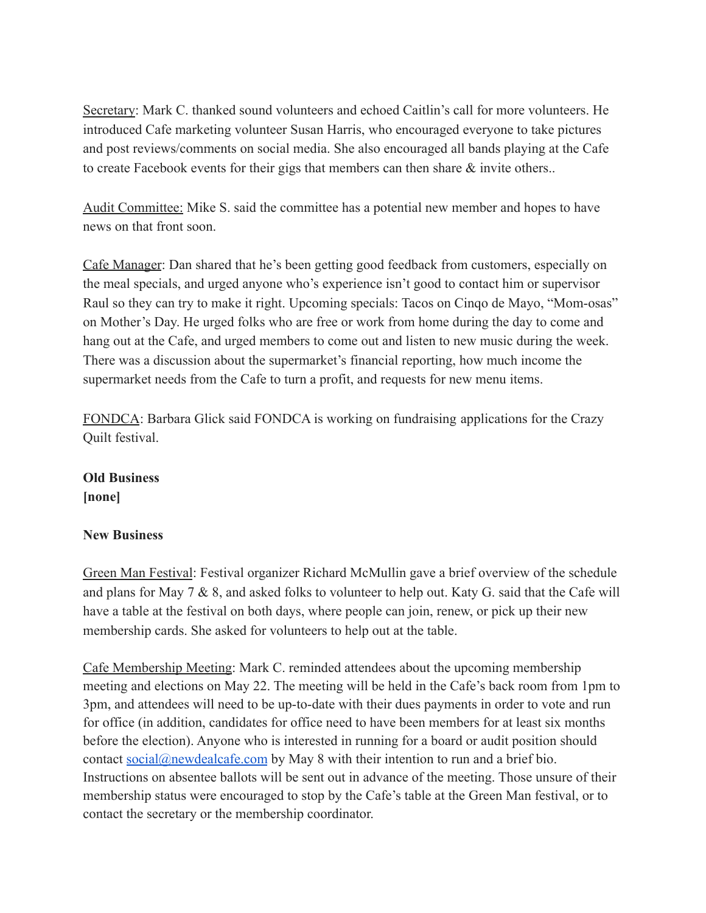Secretary: Mark C. thanked sound volunteers and echoed Caitlin's call for more volunteers. He introduced Cafe marketing volunteer Susan Harris, who encouraged everyone to take pictures and post reviews/comments on social media. She also encouraged all bands playing at the Cafe to create Facebook events for their gigs that members can then share & invite others..

Audit Committee: Mike S. said the committee has a potential new member and hopes to have news on that front soon.

Cafe Manager: Dan shared that he's been getting good feedback from customers, especially on the meal specials, and urged anyone who's experience isn't good to contact him or supervisor Raul so they can try to make it right. Upcoming specials: Tacos on Cinqo de Mayo, "Mom-osas" on Mother's Day. He urged folks who are free or work from home during the day to come and hang out at the Cafe, and urged members to come out and listen to new music during the week. There was a discussion about the supermarket's financial reporting, how much income the supermarket needs from the Cafe to turn a profit, and requests for new menu items.

FONDCA: Barbara Glick said FONDCA is working on fundraising applications for the Crazy Quilt festival.

**Old Business**
**[none]**

**New Business**

Green Man Festival: Festival organizer Richard McMullin gave a brief overview of the schedule and plans for May 7 & 8, and asked folks to volunteer to help out. Katy G. said that the Cafe will have a table at the festival on both days, where people can join, renew, or pick up their new membership cards. She asked for volunteers to help out at the table.

Cafe Membership Meeting: Mark C. reminded attendees about the upcoming membership meeting and elections on May 22. The meeting will be held in the Cafe's back room from 1pm to 3pm, and attendees will need to be up-to-date with their dues payments in order to vote and run for office (in addition, candidates for office need to have been members for at least six months before the election). Anyone who is interested in running for a board or audit position should contact social@newdealcafe.com by May 8 with their intention to run and a brief bio. Instructions on absentee ballots will be sent out in advance of the meeting. Those unsure of their membership status were encouraged to stop by the Cafe's table at the Green Man festival, or to contact the secretary or the membership coordinator.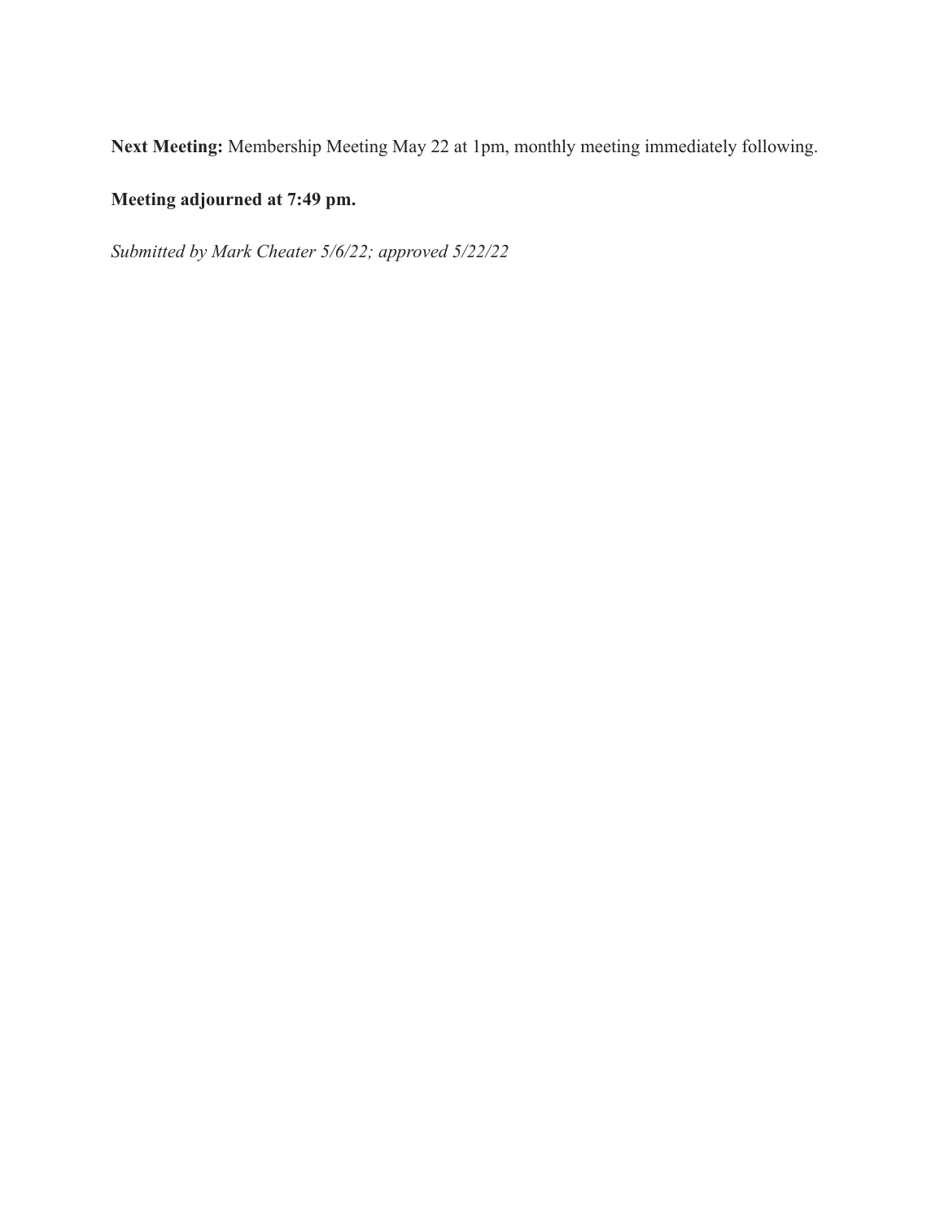**Next Meeting:** Membership Meeting May 22 at 1pm, monthly meeting immediately following.

**Meeting adjourned at 7:49 pm.**

*Submitted by Mark Cheater 5/6/22; approved 5/22/22*